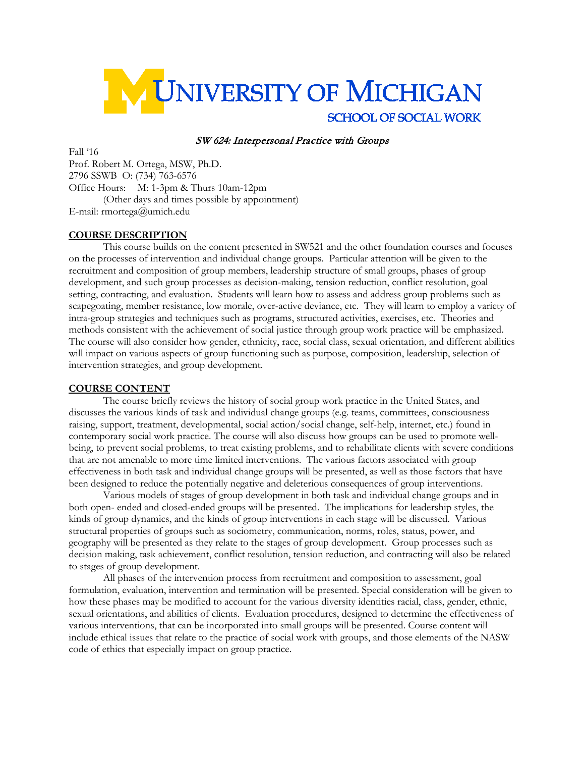# UNIVERSITY OF MICHIGAN

## SCHOOL OF SOCIAL WORK

### *SW 624: Interpersonal Practice with Groups*

Fall '16
Prof. Robert M. Ortega, MSW, Ph.D.
2796 SSWB O: (734) 763-6576
Office Hours: M: 1-3pm & Thurs 10am-12pm
(Other days and times possible by appointment)
E-mail: rmortega@umich.edu

**COURSE DESCRIPTION**

This course builds on the content presented in SW521 and the other foundation courses and focuses on the processes of intervention and individual change groups. Particular attention will be given to the recruitment and composition of group members, leadership structure of small groups, phases of group development, and such group processes as decision-making, tension reduction, conflict resolution, goal setting, contracting, and evaluation. Students will learn how to assess and address group problems such as scapegoating, member resistance, low morale, over-active deviance, etc. They will learn to employ a variety of intra-group strategies and techniques such as programs, structured activities, exercises, etc. Theories and methods consistent with the achievement of social justice through group work practice will be emphasized. The course will also consider how gender, ethnicity, race, social class, sexual orientation, and different abilities will impact on various aspects of group functioning such as purpose, composition, leadership, selection of intervention strategies, and group development.

**COURSE CONTENT**

The course briefly reviews the history of social group work practice in the United States, and discusses the various kinds of task and individual change groups (e.g. teams, committees, consciousness raising, support, treatment, developmental, social action/social change, self-help, internet, etc.) found in contemporary social work practice. The course will also discuss how groups can be used to promote well-being, to prevent social problems, to treat existing problems, and to rehabilitate clients with severe conditions that are not amenable to more time limited interventions. The various factors associated with group effectiveness in both task and individual change groups will be presented, as well as those factors that have been designed to reduce the potentially negative and deleterious consequences of group interventions.

Various models of stages of group development in both task and individual change groups and in both open- ended and closed-ended groups will be presented. The implications for leadership styles, the kinds of group dynamics, and the kinds of group interventions in each stage will be discussed. Various structural properties of groups such as sociometry, communication, norms, roles, status, power, and geography will be presented as they relate to the stages of group development. Group processes such as decision making, task achievement, conflict resolution, tension reduction, and contracting will also be related to stages of group development.

All phases of the intervention process from recruitment and composition to assessment, goal formulation, evaluation, intervention and termination will be presented. Special consideration will be given to how these phases may be modified to account for the various diversity identities racial, class, gender, ethnic, sexual orientations, and abilities of clients. Evaluation procedures, designed to determine the effectiveness of various interventions, that can be incorporated into small groups will be presented. Course content will include ethical issues that relate to the practice of social work with groups, and those elements of the NASW code of ethics that especially impact on group practice.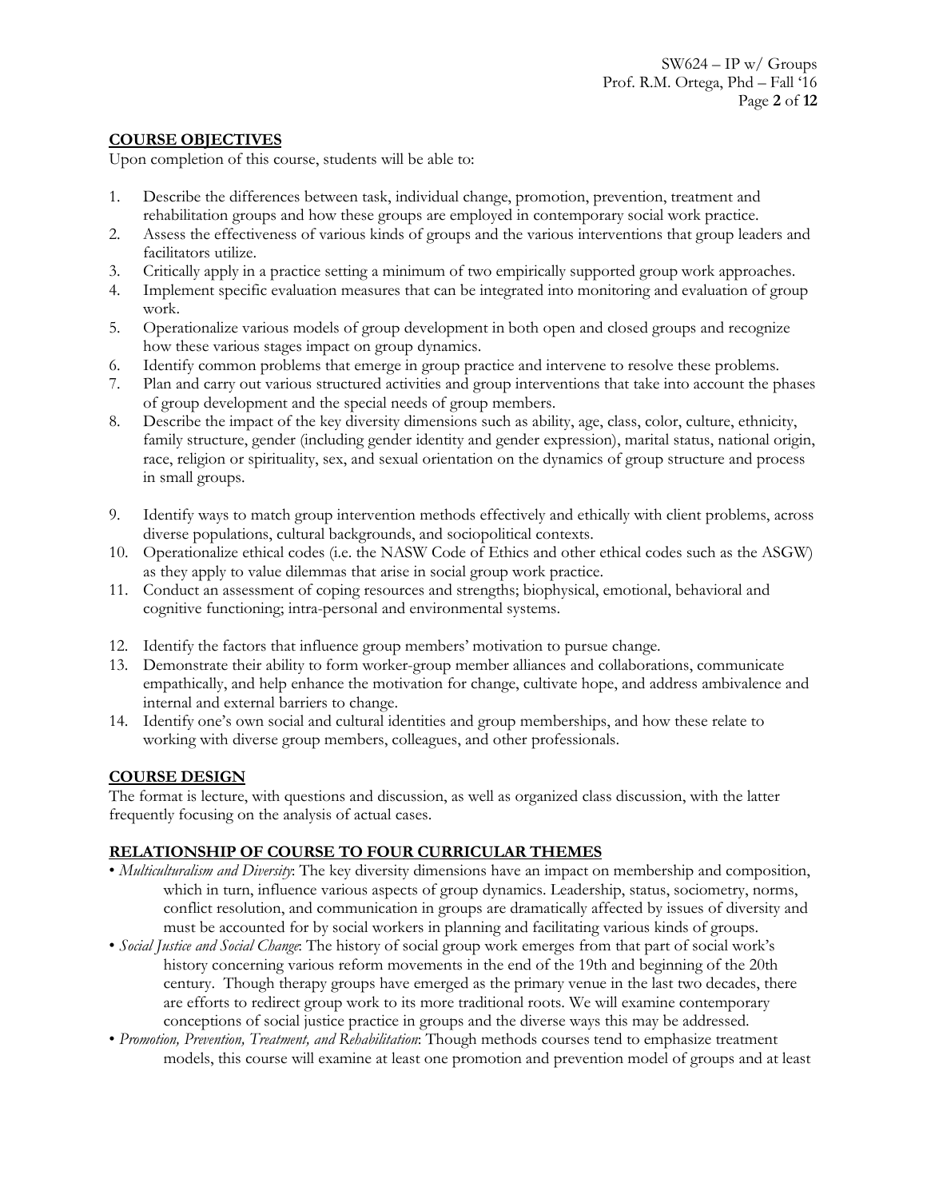## COURSE OBJECTIVES

Upon completion of this course, students will be able to:

1. Describe the differences between task, individual change, promotion, prevention, treatment and rehabilitation groups and how these groups are employed in contemporary social work practice.
2. Assess the effectiveness of various kinds of groups and the various interventions that group leaders and facilitators utilize.
3. Critically apply in a practice setting a minimum of two empirically supported group work approaches.
4. Implement specific evaluation measures that can be integrated into monitoring and evaluation of group work.
5. Operationalize various models of group development in both open and closed groups and recognize how these various stages impact on group dynamics.
6. Identify common problems that emerge in group practice and intervene to resolve these problems.
7. Plan and carry out various structured activities and group interventions that take into account the phases of group development and the special needs of group members.
8. Describe the impact of the key diversity dimensions such as ability, age, class, color, culture, ethnicity, family structure, gender (including gender identity and gender expression), marital status, national origin, race, religion or spirituality, sex, and sexual orientation on the dynamics of group structure and process in small groups.
9. Identify ways to match group intervention methods effectively and ethically with client problems, across diverse populations, cultural backgrounds, and sociopolitical contexts.
10. Operationalize ethical codes (i.e. the NASW Code of Ethics and other ethical codes such as the ASGW) as they apply to value dilemmas that arise in social group work practice.
11. Conduct an assessment of coping resources and strengths; biophysical, emotional, behavioral and cognitive functioning; intra-personal and environmental systems.
12. Identify the factors that influence group members' motivation to pursue change.
13. Demonstrate their ability to form worker-group member alliances and collaborations, communicate empathically, and help enhance the motivation for change, cultivate hope, and address ambivalence and internal and external barriers to change.
14. Identify one's own social and cultural identities and group memberships, and how these relate to working with diverse group members, colleagues, and other professionals.

## COURSE DESIGN

The format is lecture, with questions and discussion, as well as organized class discussion, with the latter frequently focusing on the analysis of actual cases.

## RELATIONSHIP OF COURSE TO FOUR CURRICULAR THEMES

- *Multiculturalism and Diversity*: The key diversity dimensions have an impact on membership and composition, which in turn, influence various aspects of group dynamics. Leadership, status, sociometry, norms, conflict resolution, and communication in groups are dramatically affected by issues of diversity and must be accounted for by social workers in planning and facilitating various kinds of groups.
- *Social Justice and Social Change*: The history of social group work emerges from that part of social work's history concerning various reform movements in the end of the 19th and beginning of the 20th century. Though therapy groups have emerged as the primary venue in the last two decades, there are efforts to redirect group work to its more traditional roots. We will examine contemporary conceptions of social justice practice in groups and the diverse ways this may be addressed.
- *Promotion, Prevention, Treatment, and Rehabilitation*: Though methods courses tend to emphasize treatment models, this course will examine at least one promotion and prevention model of groups and at least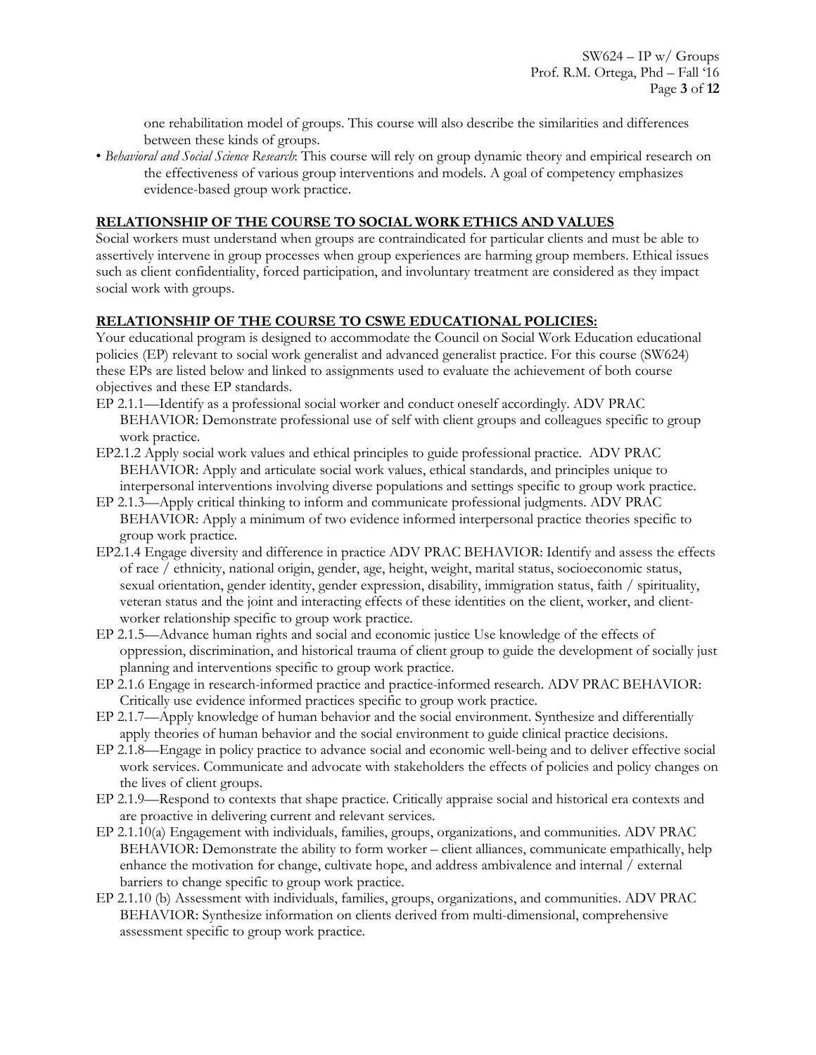one rehabilitation model of groups. This course will also describe the similarities and differences between these kinds of groups.

- *Behavioral and Social Science Research*: This course will rely on group dynamic theory and empirical research on the effectiveness of various group interventions and models. A goal of competency emphasizes evidence-based group work practice.

## RELATIONSHIP OF THE COURSE TO SOCIAL WORK ETHICS AND VALUES

Social workers must understand when groups are contraindicated for particular clients and must be able to assertively intervene in group processes when group experiences are harming group members. Ethical issues such as client confidentiality, forced participation, and involuntary treatment are considered as they impact social work with groups.

## RELATIONSHIP OF THE COURSE TO CSWE EDUCATIONAL POLICIES:

Your educational program is designed to accommodate the Council on Social Work Education educational policies (EP) relevant to social work generalist and advanced generalist practice. For this course (SW624) these EPs are listed below and linked to assignments used to evaluate the achievement of both course objectives and these EP standards.

EP 2.1.1—Identify as a professional social worker and conduct oneself accordingly. ADV PRAC BEHAVIOR: Demonstrate professional use of self with client groups and colleagues specific to group work practice.

EP2.1.2 Apply social work values and ethical principles to guide professional practice. ADV PRAC BEHAVIOR: Apply and articulate social work values, ethical standards, and principles unique to interpersonal interventions involving diverse populations and settings specific to group work practice.

EP 2.1.3—Apply critical thinking to inform and communicate professional judgments. ADV PRAC BEHAVIOR: Apply a minimum of two evidence informed interpersonal practice theories specific to group work practice.

EP2.1.4 Engage diversity and difference in practice ADV PRAC BEHAVIOR: Identify and assess the effects of race / ethnicity, national origin, gender, age, height, weight, marital status, socioeconomic status, sexual orientation, gender identity, gender expression, disability, immigration status, faith / spirituality, veteran status and the joint and interacting effects of these identities on the client, worker, and client-worker relationship specific to group work practice.

EP 2.1.5—Advance human rights and social and economic justice Use knowledge of the effects of oppression, discrimination, and historical trauma of client group to guide the development of socially just planning and interventions specific to group work practice.

EP 2.1.6 Engage in research-informed practice and practice-informed research. ADV PRAC BEHAVIOR: Critically use evidence informed practices specific to group work practice.

EP 2.1.7—Apply knowledge of human behavior and the social environment. Synthesize and differentially apply theories of human behavior and the social environment to guide clinical practice decisions.

EP 2.1.8—Engage in policy practice to advance social and economic well-being and to deliver effective social work services. Communicate and advocate with stakeholders the effects of policies and policy changes on the lives of client groups.

EP 2.1.9—Respond to contexts that shape practice. Critically appraise social and historical era contexts and are proactive in delivering current and relevant services.

EP 2.1.10(a) Engagement with individuals, families, groups, organizations, and communities. ADV PRAC BEHAVIOR: Demonstrate the ability to form worker – client alliances, communicate empathically, help enhance the motivation for change, cultivate hope, and address ambivalence and internal / external barriers to change specific to group work practice.

EP 2.1.10 (b) Assessment with individuals, families, groups, organizations, and communities. ADV PRAC BEHAVIOR: Synthesize information on clients derived from multi-dimensional, comprehensive assessment specific to group work practice.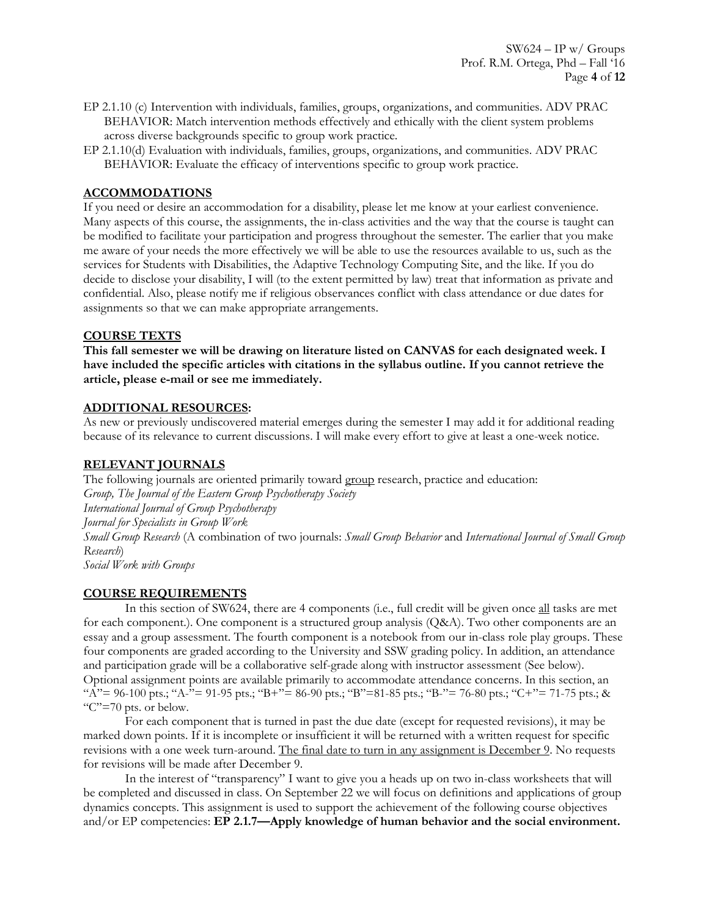EP 2.1.10 (c) Intervention with individuals, families, groups, organizations, and communities. ADV PRAC BEHAVIOR: Match intervention methods effectively and ethically with the client system problems across diverse backgrounds specific to group work practice.

EP 2.1.10(d) Evaluation with individuals, families, groups, organizations, and communities. ADV PRAC BEHAVIOR: Evaluate the efficacy of interventions specific to group work practice.

## ACCOMMODATIONS

If you need or desire an accommodation for a disability, please let me know at your earliest convenience. Many aspects of this course, the assignments, the in-class activities and the way that the course is taught can be modified to facilitate your participation and progress throughout the semester. The earlier that you make me aware of your needs the more effectively we will be able to use the resources available to us, such as the services for Students with Disabilities, the Adaptive Technology Computing Site, and the like. If you do decide to disclose your disability, I will (to the extent permitted by law) treat that information as private and confidential. Also, please notify me if religious observances conflict with class attendance or due dates for assignments so that we can make appropriate arrangements.

## COURSE TEXTS

**This fall semester we will be drawing on literature listed on CANVAS for each designated week. I have included the specific articles with citations in the syllabus outline. If you cannot retrieve the article, please e-mail or see me immediately.**

## ADDITIONAL RESOURCES:

As new or previously undiscovered material emerges during the semester I may add it for additional reading because of its relevance to current discussions. I will make every effort to give at least a one-week notice.

## RELEVANT JOURNALS

The following journals are oriented primarily toward group research, practice and education:

*Group, The Journal of the Eastern Group Psychotherapy Society*
*International Journal of Group Psychotherapy*
*Journal for Specialists in Group Work*
*Small Group Research* (A combination of two journals: *Small Group Behavior* and *International Journal of Small Group Research*)
*Social Work with Groups*

## COURSE REQUIREMENTS

In this section of SW624, there are 4 components (i.e., full credit will be given once all tasks are met for each component.). One component is a structured group analysis (Q&A). Two other components are an essay and a group assessment. The fourth component is a notebook from our in-class role play groups. These four components are graded according to the University and SSW grading policy. In addition, an attendance and participation grade will be a collaborative self-grade along with instructor assessment (See below). Optional assignment points are available primarily to accommodate attendance concerns. In this section, an "A"= 96-100 pts.; "A-"= 91-95 pts.; "B+"= 86-90 pts.; "B"=81-85 pts.; "B-"= 76-80 pts.; "C+"= 71-75 pts.; & "C"=70 pts. or below.

For each component that is turned in past the due date (except for requested revisions), it may be marked down points. If it is incomplete or insufficient it will be returned with a written request for specific revisions with a one week turn-around. The final date to turn in any assignment is December 9. No requests for revisions will be made after December 9.

In the interest of "transparency" I want to give you a heads up on two in-class worksheets that will be completed and discussed in class. On September 22 we will focus on definitions and applications of group dynamics concepts. This assignment is used to support the achievement of the following course objectives and/or EP competencies: **EP 2.1.7—Apply knowledge of human behavior and the social environment.**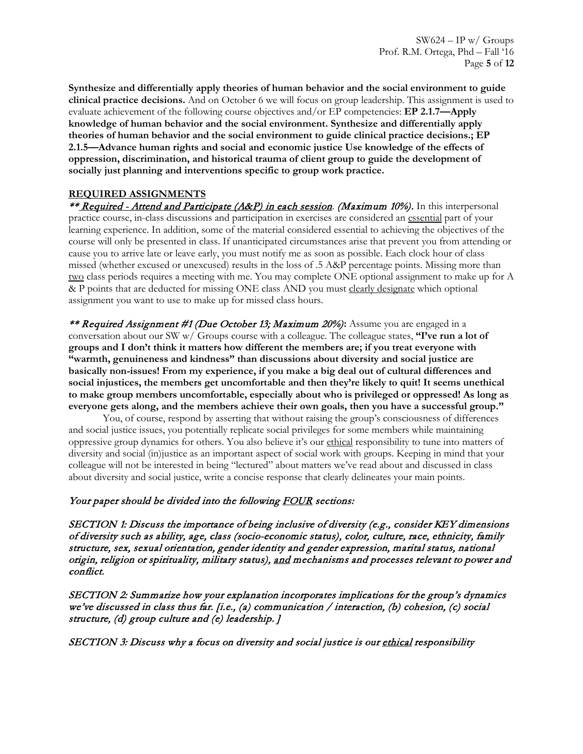**Synthesize and differentially apply theories of human behavior and the social environment to guide clinical practice decisions.** And on October 6 we will focus on group leadership. This assignment is used to evaluate achievement of the following course objectives and/or EP competencies: **EP 2.1.7—Apply knowledge of human behavior and the social environment. Synthesize and differentially apply theories of human behavior and the social environment to guide clinical practice decisions.; EP 2.1.5—Advance human rights and social and economic justice Use knowledge of the effects of oppression, discrimination, and historical trauma of client group to guide the development of socially just planning and interventions specific to group work practice.**

## REQUIRED ASSIGNMENTS

***\*\* Required - Attend and Participate (A&P) in each session. (Maximum 10%).*** In this interpersonal practice course, in-class discussions and participation in exercises are considered an essential part of your learning experience. In addition, some of the material considered essential to achieving the objectives of the course will only be presented in class. If unanticipated circumstances arise that prevent you from attending or cause you to arrive late or leave early, you must notify me as soon as possible. Each clock hour of class missed (whether excused or unexcused) results in the loss of .5 A&P percentage points. Missing more than two class periods requires a meeting with me. You may complete ONE optional assignment to make up for A & P points that are deducted for missing ONE class AND you must clearly designate which optional assignment you want to use to make up for missed class hours.

***\*\* Required Assignment #1 (Due October 13; Maximum 20%)*:** Assume you are engaged in a conversation about our SW w/ Groups course with a colleague. The colleague states, **"I've run a lot of groups and I don't think it matters how different the members are; if you treat everyone with "warmth, genuineness and kindness" than discussions about diversity and social justice are basically non-issues! From my experience, if you make a big deal out of cultural differences and social injustices, the members get uncomfortable and then they're likely to quit! It seems unethical to make group members uncomfortable, especially about who is privileged or oppressed! As long as everyone gets along, and the members achieve their own goals, then you have a successful group."**

You, of course, respond by asserting that without raising the group's consciousness of differences and social justice issues, you potentially replicate social privileges for some members while maintaining oppressive group dynamics for others. You also believe it's our ethical responsibility to tune into matters of diversity and social (in)justice as an important aspect of social work with groups. Keeping in mind that your colleague will not be interested in being "lectured" about matters we've read about and discussed in class about diversity and social justice, write a concise response that clearly delineates your main points.

*Your paper should be divided into the following FOUR sections:*

*SECTION 1: Discuss the importance of being inclusive of diversity (e.g., consider KEY dimensions of diversity such as ability, age, class (socio-economic status), color, culture, race, ethnicity, family structure, sex, sexual orientation, gender identity and gender expression, marital status, national origin, religion or spirituality, military status), and mechanisms and processes relevant to power and conflict.*

*SECTION 2: Summarize how your explanation incorporates implications for the group's dynamics we've discussed in class thus far. [i.e., (a) communication / interaction, (b) cohesion, (c) social structure, (d) group culture and (e) leadership. ]*

*SECTION 3: Discuss why a focus on diversity and social justice is our ethical responsibility*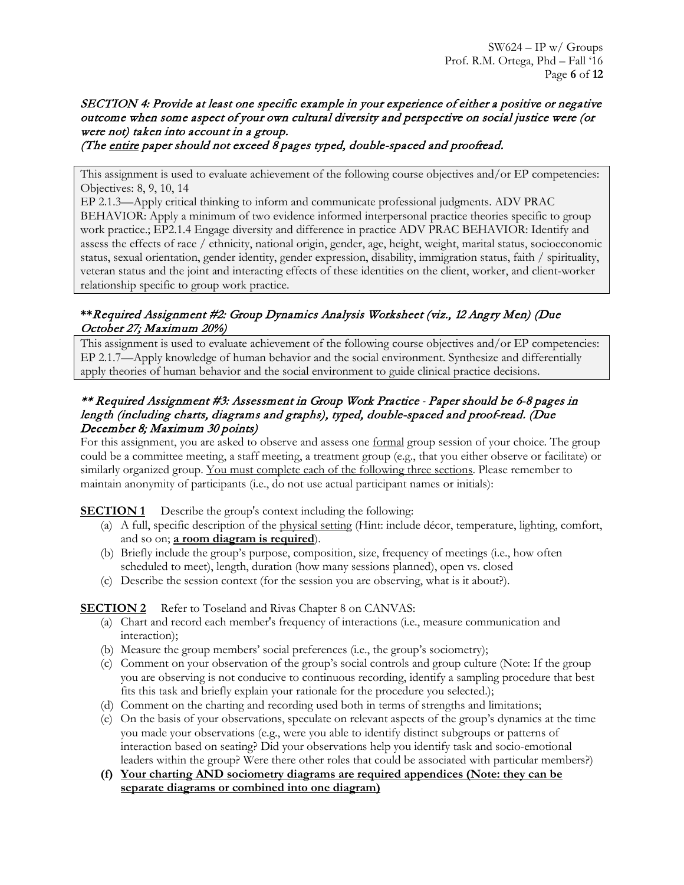*SECTION 4: Provide at least one specific example in your experience of either a positive or negative outcome when some aspect of your own cultural diversity and perspective on social justice were (or were not) taken into account in a group.*
*(The entire paper should not exceed 8 pages typed, double-spaced and proofread.*

> This assignment is used to evaluate achievement of the following course objectives and/or EP competencies: Objectives: 8, 9, 10, 14
> EP 2.1.3—Apply critical thinking to inform and communicate professional judgments. ADV PRAC BEHAVIOR: Apply a minimum of two evidence informed interpersonal practice theories specific to group work practice.; EP2.1.4 Engage diversity and difference in practice ADV PRAC BEHAVIOR: Identify and assess the effects of race / ethnicity, national origin, gender, age, height, weight, marital status, socioeconomic status, sexual orientation, gender identity, gender expression, disability, immigration status, faith / spirituality, veteran status and the joint and interacting effects of these identities on the client, worker, and client-worker relationship specific to group work practice.

### ***Required Assignment #2: Group Dynamics Analysis Worksheet (viz., 12 Angry Men) (Due October 27; Maximum 20%)***

> This assignment is used to evaluate achievement of the following course objectives and/or EP competencies: EP 2.1.7—Apply knowledge of human behavior and the social environment. Synthesize and differentially apply theories of human behavior and the social environment to guide clinical practice decisions.

### ***** Required Assignment #3: Assessment in Group Work Practice - Paper should be 6-8 pages in length (including charts, diagrams and graphs), typed, double-spaced and proof-read. (Due December 8; Maximum 30 points)***

For this assignment, you are asked to observe and assess one formal group session of your choice. The group could be a committee meeting, a staff meeting, a treatment group (e.g., that you either observe or facilitate) or similarly organized group. You must complete each of the following three sections. Please remember to maintain anonymity of participants (i.e., do not use actual participant names or initials):

**SECTION 1** Describe the group's context including the following:

(a) A full, specific description of the physical setting (Hint: include décor, temperature, lighting, comfort, and so on; **a room diagram is required**).
(b) Briefly include the group's purpose, composition, size, frequency of meetings (i.e., how often scheduled to meet), length, duration (how many sessions planned), open vs. closed
(c) Describe the session context (for the session you are observing, what is it about?).

**SECTION 2** Refer to Toseland and Rivas Chapter 8 on CANVAS:

(a) Chart and record each member's frequency of interactions (i.e., measure communication and interaction);
(b) Measure the group members' social preferences (i.e., the group's sociometry);
(c) Comment on your observation of the group's social controls and group culture (Note: If the group you are observing is not conducive to continuous recording, identify a sampling procedure that best fits this task and briefly explain your rationale for the procedure you selected.);
(d) Comment on the charting and recording used both in terms of strengths and limitations;
(e) On the basis of your observations, speculate on relevant aspects of the group's dynamics at the time you made your observations (e.g., were you able to identify distinct subgroups or patterns of interaction based on seating? Did your observations help you identify task and socio-emotional leaders within the group? Were there other roles that could be associated with particular members?)
**(f) Your charting AND sociometry diagrams are required appendices (Note: they can be separate diagrams or combined into one diagram)**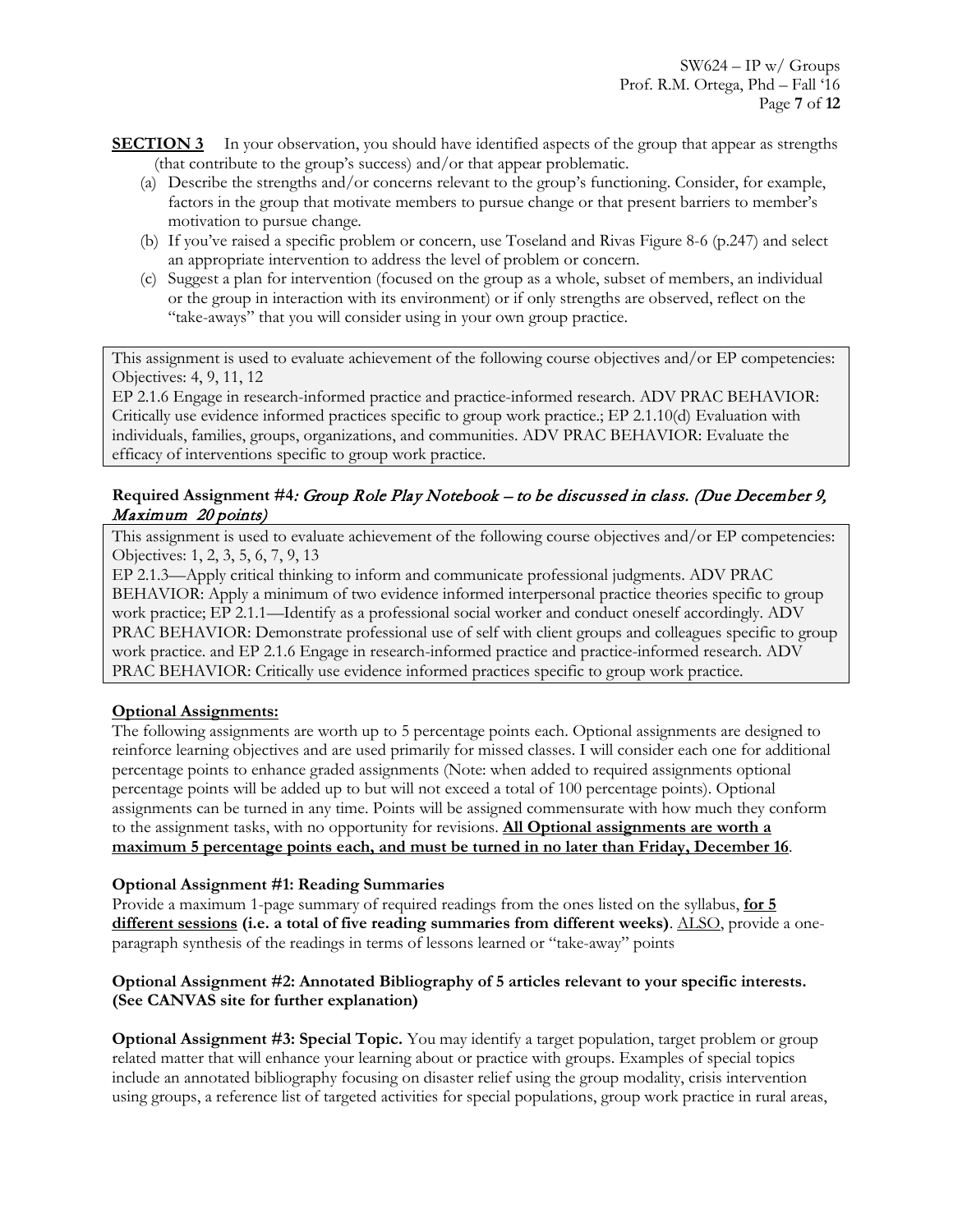**SECTION 3** In your observation, you should have identified aspects of the group that appear as strengths (that contribute to the group's success) and/or that appear problematic.

(a) Describe the strengths and/or concerns relevant to the group's functioning. Consider, for example, factors in the group that motivate members to pursue change or that present barriers to member's motivation to pursue change.

(b) If you've raised a specific problem or concern, use Toseland and Rivas Figure 8-6 (p.247) and select an appropriate intervention to address the level of problem or concern.

(c) Suggest a plan for intervention (focused on the group as a whole, subset of members, an individual or the group in interaction with its environment) or if only strengths are observed, reflect on the "take-aways" that you will consider using in your own group practice.

> This assignment is used to evaluate achievement of the following course objectives and/or EP competencies: Objectives: 4, 9, 11, 12
> EP 2.1.6 Engage in research-informed practice and practice-informed research. ADV PRAC BEHAVIOR: Critically use evidence informed practices specific to group work practice.; EP 2.1.10(d) Evaluation with individuals, families, groups, organizations, and communities. ADV PRAC BEHAVIOR: Evaluate the efficacy of interventions specific to group work practice.

**Required Assignment #4***: Group Role Play Notebook – to be discussed in class. (Due December 9, Maximum 20 points)*

> This assignment is used to evaluate achievement of the following course objectives and/or EP competencies: Objectives: 1, 2, 3, 5, 6, 7, 9, 13
> EP 2.1.3—Apply critical thinking to inform and communicate professional judgments. ADV PRAC BEHAVIOR: Apply a minimum of two evidence informed interpersonal practice theories specific to group work practice; EP 2.1.1—Identify as a professional social worker and conduct oneself accordingly. ADV PRAC BEHAVIOR: Demonstrate professional use of self with client groups and colleagues specific to group work practice. and EP 2.1.6 Engage in research-informed practice and practice-informed research. ADV PRAC BEHAVIOR: Critically use evidence informed practices specific to group work practice.

**Optional Assignments:**

The following assignments are worth up to 5 percentage points each. Optional assignments are designed to reinforce learning objectives and are used primarily for missed classes. I will consider each one for additional percentage points to enhance graded assignments (Note: when added to required assignments optional percentage points will be added up to but will not exceed a total of 100 percentage points). Optional assignments can be turned in any time. Points will be assigned commensurate with how much they conform to the assignment tasks, with no opportunity for revisions. **All Optional assignments are worth a maximum 5 percentage points each, and must be turned in no later than Friday, December 16**.

**Optional Assignment #1: Reading Summaries**

Provide a maximum 1-page summary of required readings from the ones listed on the syllabus, **for 5 different sessions (i.e. a total of five reading summaries from different weeks)**. ALSO, provide a one-paragraph synthesis of the readings in terms of lessons learned or "take-away" points

**Optional Assignment #2: Annotated Bibliography of 5 articles relevant to your specific interests. (See CANVAS site for further explanation)**

**Optional Assignment #3: Special Topic.** You may identify a target population, target problem or group related matter that will enhance your learning about or practice with groups. Examples of special topics include an annotated bibliography focusing on disaster relief using the group modality, crisis intervention using groups, a reference list of targeted activities for special populations, group work practice in rural areas,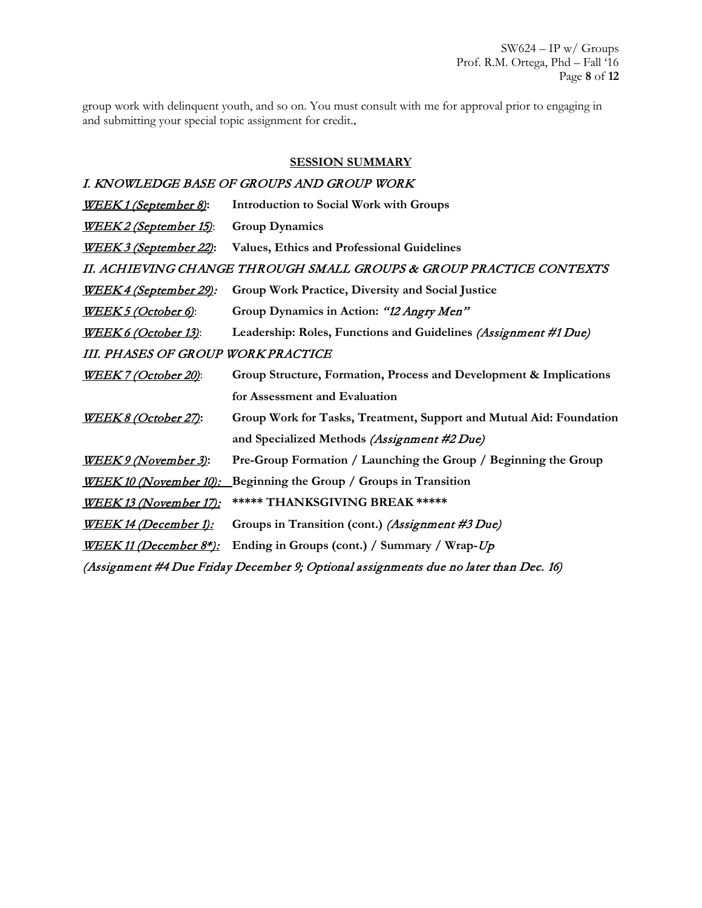group work with delinquent youth, and so on. You must consult with me for approval prior to engaging in and submitting your special topic assignment for credit..

## SESSION SUMMARY

*I. KNOWLEDGE BASE OF GROUPS AND GROUP WORK*

*WEEK 1 (September 8)*: **Introduction to Social Work with Groups**

*WEEK 2 (September 15)*: **Group Dynamics**

*WEEK 3 (September 22)*: **Values, Ethics and Professional Guidelines**

*II. ACHIEVING CHANGE THROUGH SMALL GROUPS & GROUP PRACTICE CONTEXTS*

*WEEK 4 (September 29)*: **Group Work Practice, Diversity and Social Justice**

*WEEK 5 (October 6)*: **Group Dynamics in Action: *"12 Angry Men"***

*WEEK 6 (October 13)*: **Leadership: Roles, Functions and Guidelines** *(Assignment #1 Due)*

*III. PHASES OF GROUP WORK PRACTICE*

*WEEK 7 (October 20)*: **Group Structure, Formation, Process and Development & Implications for Assessment and Evaluation**

*WEEK 8 (October 27)*: **Group Work for Tasks, Treatment, Support and Mutual Aid: Foundation and Specialized Methods** *(Assignment #2 Due)*

*WEEK 9 (November 3)*: **Pre-Group Formation / Launching the Group / Beginning the Group**

*WEEK 10 (November 10)*: **Beginning the Group / Groups in Transition**

*WEEK 13 (November 17)*: **\*\*\*\*\* THANKSGIVING BREAK \*\*\*\*\***

*WEEK 14 (December 1)*: **Groups in Transition (cont.)** *(Assignment #3 Due)*

*WEEK 11 (December 8\*)*: **Ending in Groups (cont.) / Summary / Wrap-*Up***

*(Assignment #4 Due Friday December 9; Optional assignments due no later than Dec. 16)*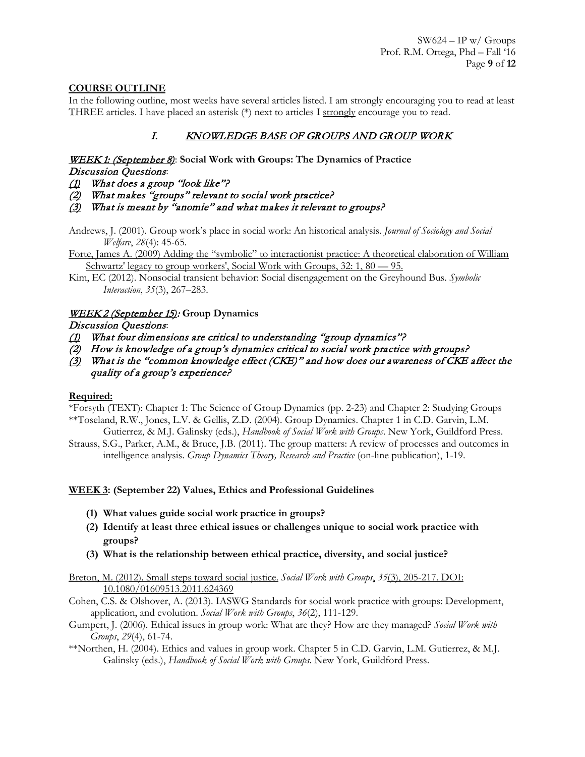## COURSE OUTLINE

In the following outline, most weeks have several articles listed. I am strongly encouraging you to read at least THREE articles. I have placed an asterisk (*) next to articles I strongly encourage you to read.

### I. KNOWLEDGE BASE OF GROUPS AND GROUP WORK

**WEEK 1: (September 8): Social Work with Groups: The Dynamics of Practice**

*Discussion Questions*:

*(1) What does a group "look like"?*

*(2) What makes "groups" relevant to social work practice?*

*(3) What is meant by "anomie" and what makes it relevant to groups?*

Andrews, J. (2001). Group work's place in social work: An historical analysis. *Journal of Sociology and Social Welfare*, *28*(4): 45-65.

Forte, James A. (2009) Adding the "symbolic" to interactionist practice: A theoretical elaboration of William Schwartz' legacy to group workers', Social Work with Groups, 32: 1, 80 — 95.

Kim, EC (2012). Nonsocial transient behavior: Social disengagement on the Greyhound Bus. *Symbolic Interaction*, *35*(3), 267–283.

**WEEK 2 (September 15): Group Dynamics**

*Discussion Questions*:

*(1) What four dimensions are critical to understanding "group dynamics"?*

*(2) How is knowledge of a group's dynamics critical to social work practice with groups?*

*(3) What is the "common knowledge effect (CKE)" and how does our awareness of CKE affect the quality of a group's experience?*

**Required:**

*Forsyth (TEXT): Chapter 1: The Science of Group Dynamics (pp. 2-23) and Chapter 2: Studying Groups

**Toseland, R.W., Jones, L.V. & Gellis, Z.D. (2004). Group Dynamics. Chapter 1 in C.D. Garvin, L.M. Gutierrez, & M.J. Galinsky (eds.), *Handbook of Social Work with Groups*. New York, Guildford Press.

Strauss, S.G., Parker, A.M., & Bruce, J.B. (2011). The group matters: A review of processes and outcomes in intelligence analysis. *Group Dynamics Theory, Research and Practice* (on-line publication), 1-19.

**WEEK 3: (September 22) Values, Ethics and Professional Guidelines**

1. **What values guide social work practice in groups?**
2. **Identify at least three ethical issues or challenges unique to social work practice with groups?**
3. **What is the relationship between ethical practice, diversity, and social justice?**

Breton, M. (2012). Small steps toward social justice. *Social Work with Groups*, *35*(3), 205-217. DOI: 10.1080/01609513.2011.624369

Cohen, C.S. & Olshover, A. (2013). IASWG Standards for social work practice with groups: Development, application, and evolution. *Social Work with Groups*, *36*(2), 111-129.

Gumpert, J. (2006). Ethical issues in group work: What are they? How are they managed? *Social Work with Groups*, *29*(4), 61-74.

**Northen, H. (2004). Ethics and values in group work. Chapter 5 in C.D. Garvin, L.M. Gutierrez, & M.J. Galinsky (eds.), *Handbook of Social Work with Groups*. New York, Guildford Press.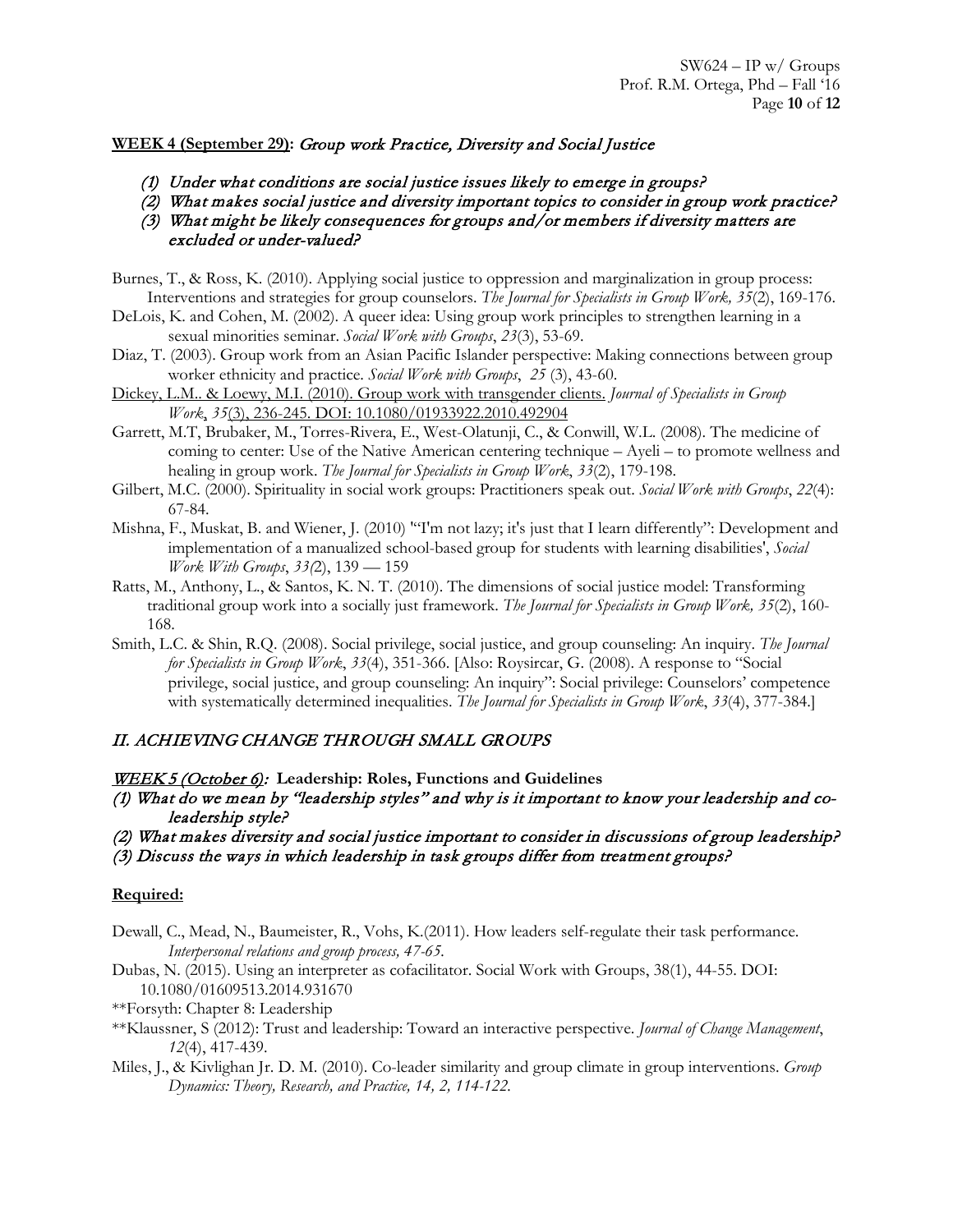**<u>WEEK 4 (September 29):</u>** *Group work Practice, Diversity and Social Justice*

1. *Under what conditions are social justice issues likely to emerge in groups?*
2. *What makes social justice and diversity important topics to consider in group work practice?*
3. *What might be likely consequences for groups and/or members if diversity matters are excluded or under-valued?*

Burnes, T., & Ross, K. (2010). Applying social justice to oppression and marginalization in group process: Interventions and strategies for group counselors. *The Journal for Specialists in Group Work, 35*(2), 169-176.

DeLois, K. and Cohen, M. (2002). A queer idea: Using group work principles to strengthen learning in a sexual minorities seminar. *Social Work with Groups*, *23*(3), 53-69.

Diaz, T. (2003). Group work from an Asian Pacific Islander perspective: Making connections between group worker ethnicity and practice. *Social Work with Groups*, *25* (3), 43-60.

<u>Dickey, L.M.. & Loewy, M.I. (2010). Group work with transgender clients.</u> *Journal of Specialists in Group Work*, <u>*35*(3), 236-245. DOI: 10.1080/01933922.2010.492904</u>

Garrett, M.T, Brubaker, M., Torres-Rivera, E., West-Olatunji, C., & Conwill, W.L. (2008). The medicine of coming to center: Use of the Native American centering technique – Ayeli – to promote wellness and healing in group work. *The Journal for Specialists in Group Work*, *33*(2), 179-198.

Gilbert, M.C. (2000). Spirituality in social work groups: Practitioners speak out. *Social Work with Groups*, *22*(4): 67-84.

Mishna, F., Muskat, B. and Wiener, J. (2010) '"I'm not lazy; it's just that I learn differently": Development and implementation of a manualized school-based group for students with learning disabilities', *Social Work With Groups*, *33(*2), 139 — 159

Ratts, M., Anthony, L., & Santos, K. N. T. (2010). The dimensions of social justice model: Transforming traditional group work into a socially just framework. *The Journal for Specialists in Group Work, 35*(2), 160-168.

Smith, L.C. & Shin, R.Q. (2008). Social privilege, social justice, and group counseling: An inquiry. *The Journal for Specialists in Group Work*, *33*(4), 351-366. [Also: Roysircar, G. (2008). A response to "Social privilege, social justice, and group counseling: An inquiry": Social privilege: Counselors' competence with systematically determined inequalities. *The Journal for Specialists in Group Work*, *33*(4), 377-384.]

## *II. ACHIEVING CHANGE THROUGH SMALL GROUPS*

*<u>WEEK 5 (October 6)</u>:* **Leadership: Roles, Functions and Guidelines**

*(1) What do we mean by "leadership styles" and why is it important to know your leadership and co-leadership style?*

*(2) What makes diversity and social justice important to consider in discussions of group leadership?*

*(3) Discuss the ways in which leadership in task groups differ from treatment groups?*

**<u>Required:</u>**

Dewall, C., Mead, N., Baumeister, R., Vohs, K.(2011). How leaders self-regulate their task performance. *Interpersonal relations and group process, 47-65.*

Dubas, N. (2015). Using an interpreter as cofacilitator. Social Work with Groups, 38(1), 44-55. DOI: 10.1080/01609513.2014.931670

**Forsyth: Chapter 8: Leadership

**Klaussner, S (2012): Trust and leadership: Toward an interactive perspective. *Journal of Change Management*, *12*(4), 417-439.

Miles, J., & Kivlighan Jr. D. M. (2010). Co-leader similarity and group climate in group interventions. *Group Dynamics: Theory, Research, and Practice, 14, 2, 114-122.*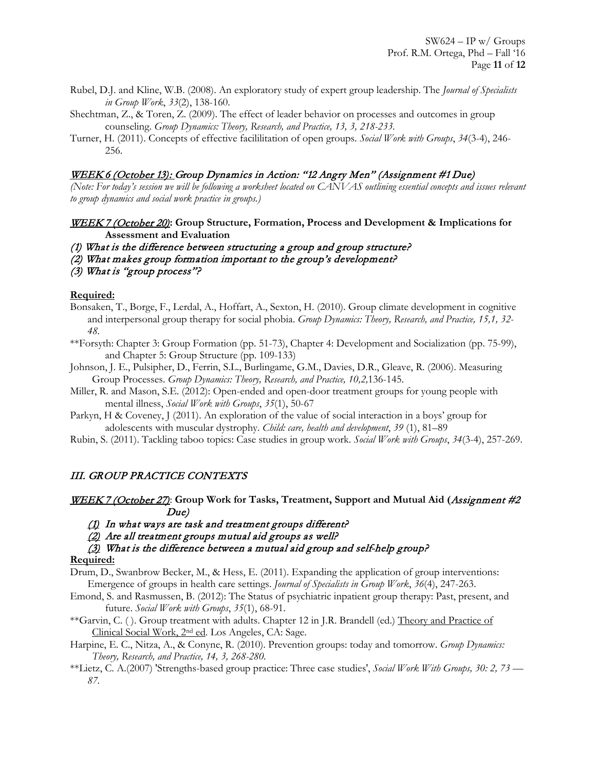Rubel, D.J. and Kline, W.B. (2008). An exploratory study of expert group leadership. The *Journal of Specialists in Group Work*, *33*(2), 138-160.

Shechtman, Z., & Toren, Z. (2009). The effect of leader behavior on processes and outcomes in group counseling. *Group Dynamics: Theory, Research, and Practice, 13, 3, 218-233.*

Turner, H. (2011). Concepts of effective facililitation of open groups. *Social Work with Groups*, *34*(3-4), 246-256.

## WEEK 6 (October 13): Group Dynamics in Action: "12 Angry Men" (Assignment #1 Due)

*(Note: For today's session we will be following a worksheet located on CANVAS outlining essential concepts and issues relevant to group dynamics and social work practice in groups.)*

## WEEK 7 (October 20): Group Structure, Formation, Process and Development & Implications for Assessment and Evaluation

*(1) What is the difference between structuring a group and group structure?*
*(2) What makes group formation important to the group's development?*
*(3) What is "group process"?*

**Required:**

Bonsaken, T., Borge, F., Lerdal, A., Hoffart, A., Sexton, H. (2010). Group climate development in cognitive and interpersonal group therapy for social phobia. *Group Dynamics: Theory, Research, and Practice, 15,1, 32-48.*

**Forsyth: Chapter 3: Group Formation (pp. 51-73), Chapter 4: Development and Socialization (pp. 75-99), and Chapter 5: Group Structure (pp. 109-133)

Johnson, J. E., Pulsipher, D., Ferrin, S.L., Burlingame, G.M., Davies, D.R., Gleave, R. (2006). Measuring Group Processes. *Group Dynamics: Theory, Research, and Practice, 10,2,*136-145.

Miller, R. and Mason, S.E. (2012): Open-ended and open-door treatment groups for young people with mental illness, *Social Work with Groups*, *35*(1), 50-67

Parkyn, H & Coveney, J (2011). An exploration of the value of social interaction in a boys' group for adolescents with muscular dystrophy. *Child: care, health and development*, *39* (1), 81–89

Rubin, S. (2011). Tackling taboo topics: Case studies in group work. *Social Work with Groups*, *34*(3-4), 257-269.

# III. GROUP PRACTICE CONTEXTS

## WEEK 7 (October 27): Group Work for Tasks, Treatment, Support and Mutual Aid (*Assignment #2 Due)*

*(1) In what ways are task and treatment groups different?*
*(2) Are all treatment groups mutual aid groups as well?*
*(3) What is the difference between a mutual aid group and self-help group?*

**Required:**

Drum, D., Swanbrow Becker, M., & Hess, E. (2011). Expanding the application of group interventions: Emergence of groups in health care settings. *Journal of Specialists in Group Work*, *36*(4), 247-263.

Emond, S. and Rasmussen, B. (2012): The Status of psychiatric inpatient group therapy: Past, present, and future. *Social Work with Groups*, *35*(1), 68-91.

**Garvin, C. ( ). Group treatment with adults. Chapter 12 in J.R. Brandell (ed.) Theory and Practice of Clinical Social Work, 2nd ed. Los Angeles, CA: Sage.

Harpine, E. C., Nitza, A., & Conyne, R. (2010). Prevention groups: today and tomorrow. *Group Dynamics: Theory, Research, and Practice, 14, 3, 268-280.*

**Lietz, C. A.(2007) 'Strengths-based group practice: Three case studies', *Social Work With Groups, 30: 2, 73 — 87.*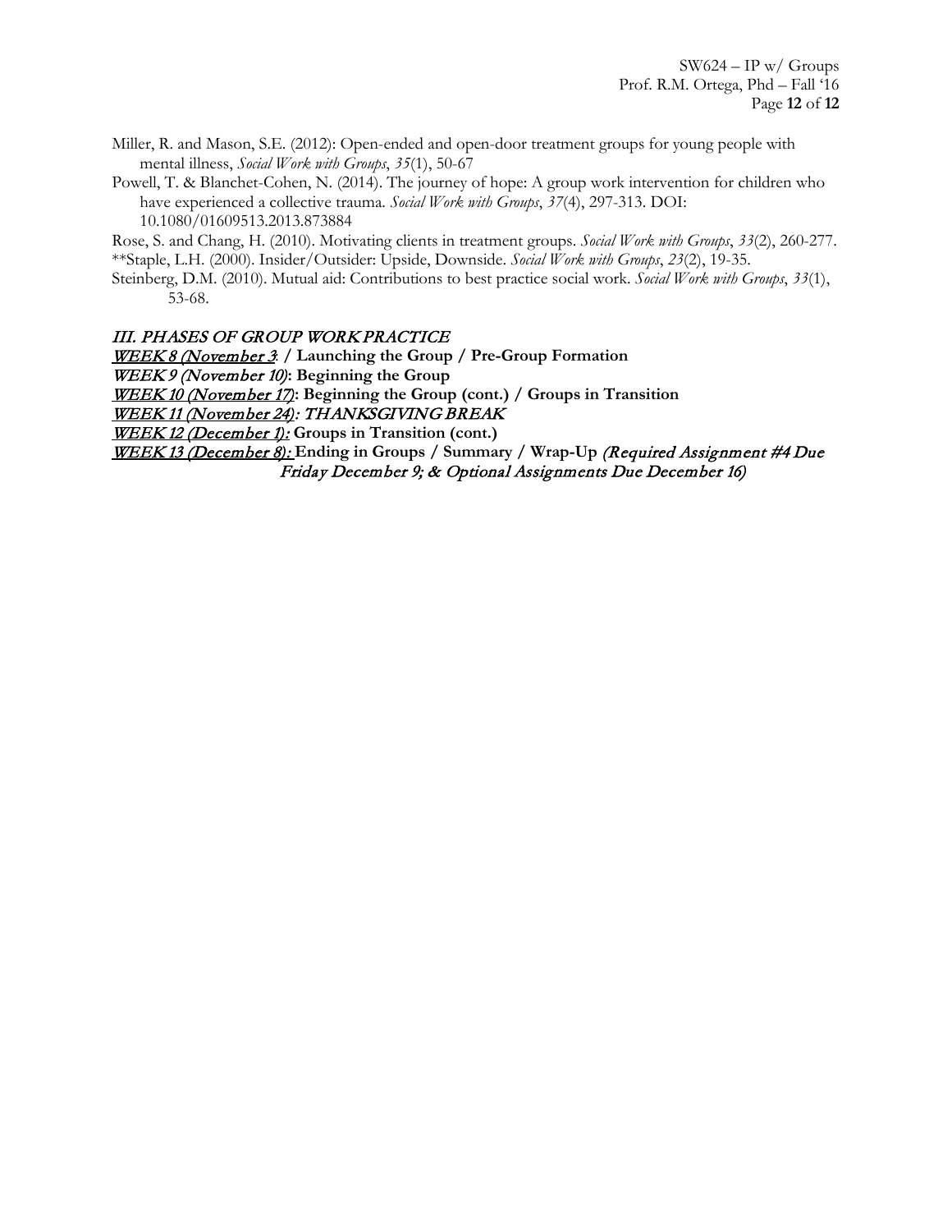Miller, R. and Mason, S.E. (2012): Open-ended and open-door treatment groups for young people with mental illness, *Social Work with Groups*, *35*(1), 50-67

Powell, T. & Blanchet-Cohen, N. (2014). The journey of hope: A group work intervention for children who have experienced a collective trauma. *Social Work with Groups*, *37*(4), 297-313. DOI: 10.1080/01609513.2013.873884

Rose, S. and Chang, H. (2010). Motivating clients in treatment groups. *Social Work with Groups*, *33*(2), 260-277.

**Staple, L.H. (2000). Insider/Outsider: Upside, Downside. *Social Work with Groups*, *23*(2), 19-35.

Steinberg, D.M. (2010). Mutual aid: Contributions to best practice social work. *Social Work with Groups*, *33*(1), 53-68.

## *III. PHASES OF GROUP WORK PRACTICE*

*WEEK 8 (November 3*: **/ Launching the Group / Pre-Group Formation**

*WEEK 9 (November 10)*: **Beginning the Group**

*WEEK 10 (November 17)*: **Beginning the Group (cont.) / Groups in Transition**

*WEEK 11 (November 24): THANKSGIVING BREAK*

*WEEK 12 (December 1):* **Groups in Transition (cont.)**

*WEEK 13 (December 8):* **Ending in Groups / Summary / Wrap-Up** *(Required Assignment #4 Due Friday December 9; & Optional Assignments Due December 16)*